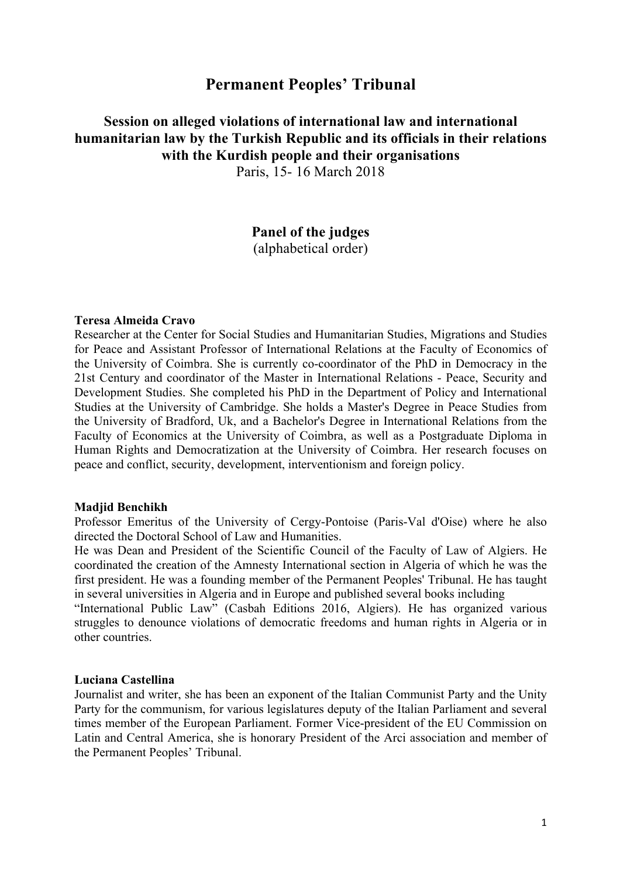# Permanent Peoples' Tribunal

## Session on alleged violations of international law and international humanitarian law by the Turkish Republic and its officials in their relations with the Kurdish people and their organisations

Paris, 15- 16 March 2018

## Panel of the judges

(alphabetical order)

**Teresa Almeida Cravo**

Researcher at the Center for Social Studies and Humanitarian Studies, Migrations and Studies for Peace and Assistant Professor of International Relations at the Faculty of Economics of the University of Coimbra. She is currently co-coordinator of the PhD in Democracy in the 21st Century and coordinator of the Master in International Relations - Peace, Security and Development Studies. She completed his PhD in the Department of Policy and International Studies at the University of Cambridge. She holds a Master's Degree in Peace Studies from the University of Bradford, Uk, and a Bachelor's Degree in International Relations from the Faculty of Economics at the University of Coimbra, as well as a Postgraduate Diploma in Human Rights and Democratization at the University of Coimbra. Her research focuses on peace and conflict, security, development, interventionism and foreign policy.

**Madjid Benchikh**

Professor Emeritus of the University of Cergy-Pontoise (Paris-Val d'Oise) where he also directed the Doctoral School of Law and Humanities.

He was Dean and President of the Scientific Council of the Faculty of Law of Algiers. He coordinated the creation of the Amnesty International section in Algeria of which he was the first president. He was a founding member of the Permanent Peoples' Tribunal. He has taught in several universities in Algeria and in Europe and published several books including "International Public Law" (Casbah Editions 2016, Algiers). He has organized various struggles to denounce violations of democratic freedoms and human rights in Algeria or in other countries.

**Luciana Castellina**

Journalist and writer, she has been an exponent of the Italian Communist Party and the Unity Party for the communism, for various legislatures deputy of the Italian Parliament and several times member of the European Parliament. Former Vice-president of the EU Commission on Latin and Central America, she is honorary President of the Arci association and member of the Permanent Peoples' Tribunal.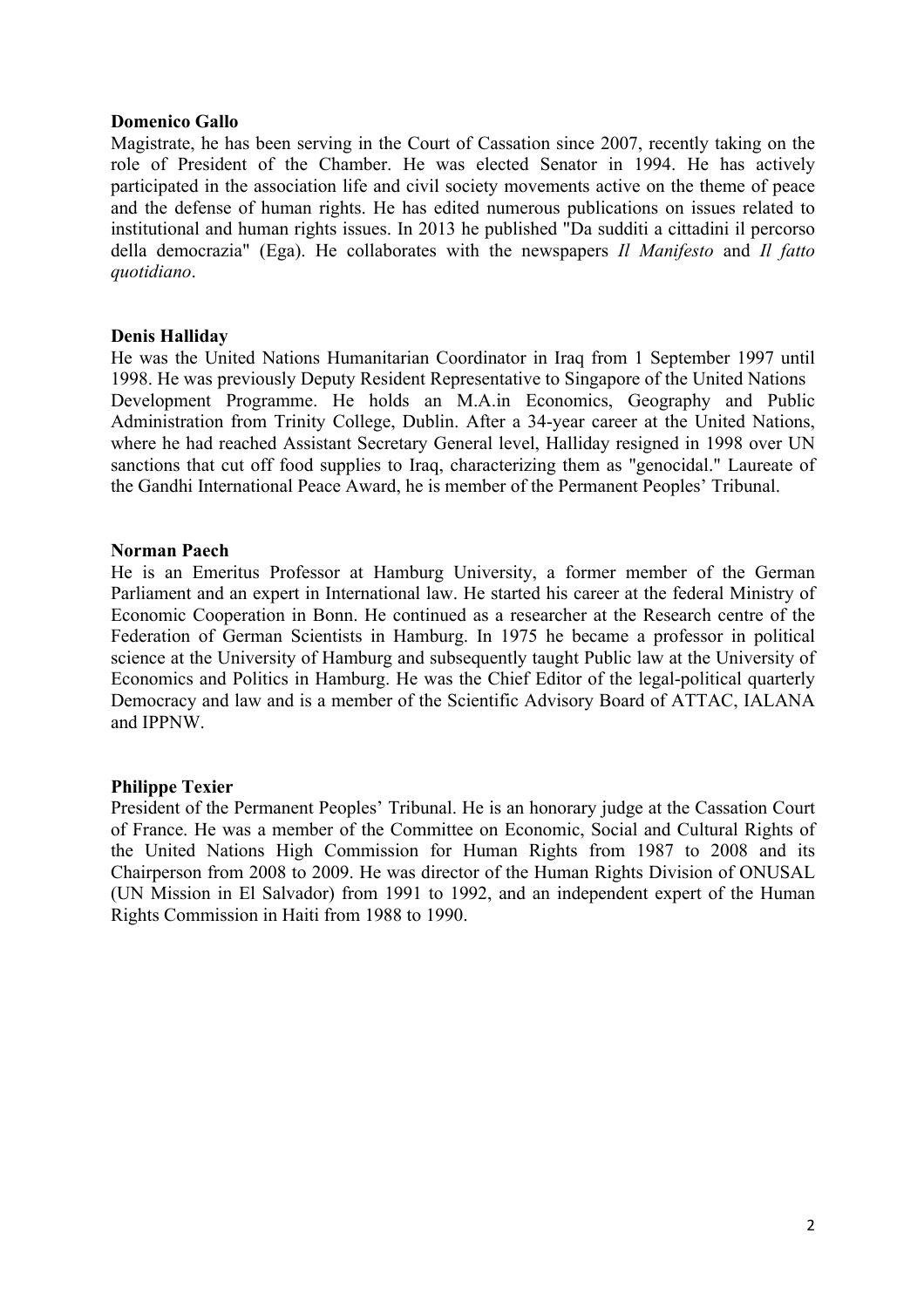**Domenico Gallo**

Magistrate, he has been serving in the Court of Cassation since 2007, recently taking on the role of President of the Chamber. He was elected Senator in 1994. He has actively participated in the association life and civil society movements active on the theme of peace and the defense of human rights. He has edited numerous publications on issues related to institutional and human rights issues. In 2013 he published "Da sudditi a cittadini il percorso della democrazia" (Ega). He collaborates with the newspapers *Il Manifesto* and *Il fatto quotidiano*.

**Denis Halliday**

He was the United Nations Humanitarian Coordinator in Iraq from 1 September 1997 until 1998. He was previously Deputy Resident Representative to Singapore of the United Nations Development Programme. He holds an M.A.in Economics, Geography and Public Administration from Trinity College, Dublin. After a 34-year career at the United Nations, where he had reached Assistant Secretary General level, Halliday resigned in 1998 over UN sanctions that cut off food supplies to Iraq, characterizing them as "genocidal." Laureate of the Gandhi International Peace Award, he is member of the Permanent Peoples' Tribunal.

**Norman Paech**

He is an Emeritus Professor at Hamburg University, a former member of the German Parliament and an expert in International law. He started his career at the federal Ministry of Economic Cooperation in Bonn. He continued as a researcher at the Research centre of the Federation of German Scientists in Hamburg. In 1975 he became a professor in political science at the University of Hamburg and subsequently taught Public law at the University of Economics and Politics in Hamburg. He was the Chief Editor of the legal-political quarterly Democracy and law and is a member of the Scientific Advisory Board of ATTAC, IALANA and IPPNW.

**Philippe Texier**

President of the Permanent Peoples' Tribunal. He is an honorary judge at the Cassation Court of France. He was a member of the Committee on Economic, Social and Cultural Rights of the United Nations High Commission for Human Rights from 1987 to 2008 and its Chairperson from 2008 to 2009. He was director of the Human Rights Division of ONUSAL (UN Mission in El Salvador) from 1991 to 1992, and an independent expert of the Human Rights Commission in Haiti from 1988 to 1990.